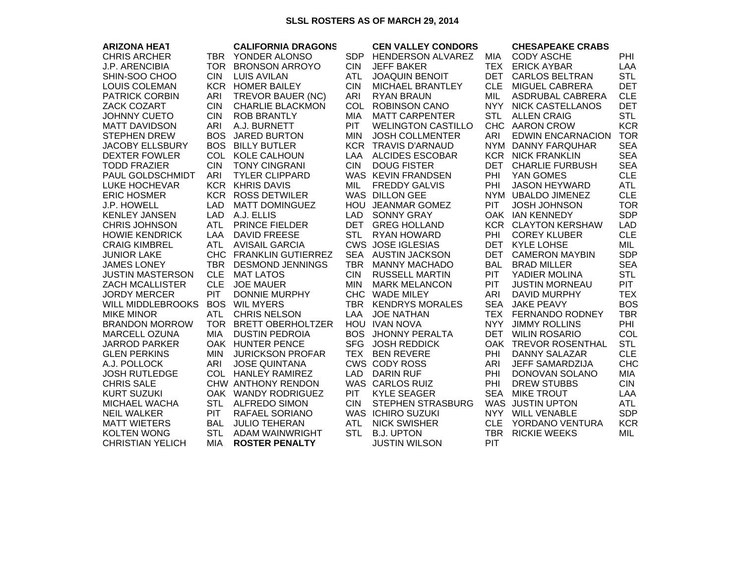# SLSL ROSTERS AS OF MARCH 29, 2014

| ARIZONA HEAT | | CALIFORNIA DRAGONS | | CEN VALLEY CONDORS | | CHESAPEAKE CRABS | |
|---|---|---|---|---|---|---|---|
| CHRIS ARCHER | TBR | YONDER ALONSO | SDP | HENDERSON ALVAREZ | MIA | CODY ASCHE | PHI |
| J.P. ARENCIBIA | TOR | BRONSON ARROYO | CIN | JEFF BAKER | TEX | ERICK AYBAR | LAA |
| SHIN-SOO CHOO | CIN | LUIS AVILAN | ATL | JOAQUIN BENOIT | DET | CARLOS BELTRAN | STL |
| LOUIS COLEMAN | KCR | HOMER BAILEY | CIN | MICHAEL BRANTLEY | CLE | MIGUEL CABRERA | DET |
| PATRICK CORBIN | ARI | TREVOR BAUER (NC) | ARI | RYAN BRAUN | MIL | ASDRUBAL CABRERA | CLE |
| ZACK COZART | CIN | CHARLIE BLACKMON | COL | ROBINSON CANO | NYY | NICK CASTELLANOS | DET |
| JOHNNY CUETO | CIN | ROB BRANTLY | MIA | MATT CARPENTER | STL | ALLEN CRAIG | STL |
| MATT DAVIDSON | ARI | A.J. BURNETT | PIT | WELINGTON CASTILLO | CHC | AARON CROW | KCR |
| STEPHEN DREW | BOS | JARED BURTON | MIN | JOSH COLLMENTER | ARI | EDWIN ENCARNACION | TOR |
| JACOBY ELLSBURY | BOS | BILLY BUTLER | KCR | TRAVIS D'ARNAUD | NYM | DANNY FARQUHAR | SEA |
| DEXTER FOWLER | COL | KOLE CALHOUN | LAA | ALCIDES ESCOBAR | KCR | NICK FRANKLIN | SEA |
| TODD FRAZIER | CIN | TONY CINGRANI | CIN | DOUG FISTER | DET | CHARLIE FURBUSH | SEA |
| PAUL GOLDSCHMIDT | ARI | TYLER CLIPPARD | WAS | KEVIN FRANDSEN | PHI | YAN GOMES | CLE |
| LUKE HOCHEVAR | KCR | KHRIS DAVIS | MIL | FREDDY GALVIS | PHI | JASON HEYWARD | ATL |
| ERIC HOSMER | KCR | ROSS DETWILER | WAS | DILLON GEE | NYM | UBALDO JIMENEZ | CLE |
| J.P. HOWELL | LAD | MATT DOMINGUEZ | HOU | JEANMAR GOMEZ | PIT | JOSH JOHNSON | TOR |
| KENLEY JANSEN | LAD | A.J. ELLIS | LAD | SONNY GRAY | OAK | IAN KENNEDY | SDP |
| CHRIS JOHNSON | ATL | PRINCE FIELDER | DET | GREG HOLLAND | KCR | CLAYTON KERSHAW | LAD |
| HOWIE KENDRICK | LAA | DAVID FREESE | STL | RYAN HOWARD | PHI | COREY KLUBER | CLE |
| CRAIG KIMBREL | ATL | AVISAIL GARCIA | CWS | JOSE IGLESIAS | DET | KYLE LOHSE | MIL |
| JUNIOR LAKE | CHC | FRANKLIN GUTIERREZ | SEA | AUSTIN JACKSON | DET | CAMERON MAYBIN | SDP |
| JAMES LONEY | TBR | DESMOND JENNINGS | TBR | MANNY MACHADO | BAL | BRAD MILLER | SEA |
| JUSTIN MASTERSON | CLE | MAT LATOS | CIN | RUSSELL MARTIN | PIT | YADIER MOLINA | STL |
| ZACH MCALLISTER | CLE | JOE MAUER | MIN | MARK MELANCON | PIT | JUSTIN MORNEAU | PIT |
| JORDY MERCER | PIT | DONNIE MURPHY | CHC | WADE MILEY | ARI | DAVID MURPHY | TEX |
| WILL MIDDLEBROOKS | BOS | WIL MYERS | TBR | KENDRYS MORALES | SEA | JAKE PEAVY | BOS |
| MIKE MINOR | ATL | CHRIS NELSON | LAA | JOE NATHAN | TEX | FERNANDO RODNEY | TBR |
| BRANDON MORROW | TOR | BRETT OBERHOLTZER | HOU | IVAN NOVA | NYY | JIMMY ROLLINS | PHI |
| MARCELL OZUNA | MIA | DUSTIN PEDROIA | BOS | JHONNY PERALTA | DET | WILIN ROSARIO | COL |
| JARROD PARKER | OAK | HUNTER PENCE | SFG | JOSH REDDICK | OAK | TREVOR ROSENTHAL | STL |
| GLEN PERKINS | MIN | JURICKSON PROFAR | TEX | BEN REVERE | PHI | DANNY SALAZAR | CLE |
| A.J. POLLOCK | ARI | JOSE QUINTANA | CWS | CODY ROSS | ARI | JEFF SAMARDZIJA | CHC |
| JOSH RUTLEDGE | COL | HANLEY RAMIREZ | LAD | DARIN RUF | PHI | DONOVAN SOLANO | MIA |
| CHRIS SALE | CHW | ANTHONY RENDON | WAS | CARLOS RUIZ | PHI | DREW STUBBS | CIN |
| KURT SUZUKI | OAK | WANDY RODRIGUEZ | PIT | KYLE SEAGER | SEA | MIKE TROUT | LAA |
| MICHAEL WACHA | STL | ALFREDO SIMON | CIN | STEPHEN STRASBURG | WAS | JUSTIN UPTON | ATL |
| NEIL WALKER | PIT | RAFAEL SORIANO | WAS | ICHIRO SUZUKI | NYY | WILL VENABLE | SDP |
| MATT WIETERS | BAL | JULIO TEHERAN | ATL | NICK SWISHER | CLE | YORDANO VENTURA | KCR |
| KOLTEN WONG | STL | ADAM WAINWRIGHT | STL | B.J. UPTON | TBR | RICKIE WEEKS | MIL |
| CHRISTIAN YELICH | MIA | **ROSTER PENALTY** | | JUSTIN WILSON | PIT | | |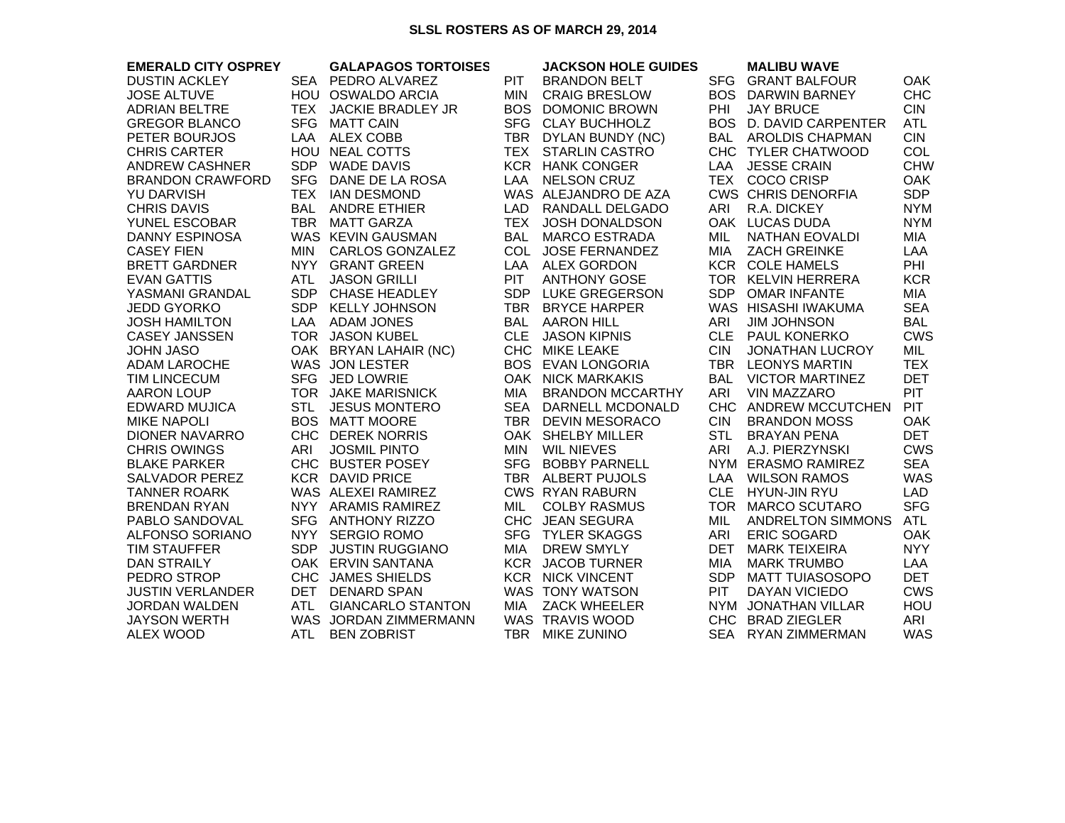# SLSL ROSTERS AS OF MARCH 29, 2014

| EMERALD CITY OSPREY | | GALAPAGOS TORTOISES | | JACKSON HOLE GUIDES | | MALIBU WAVE | |
|---|---|---|---|---|---|---|---|
| DUSTIN ACKLEY | SEA | PEDRO ALVAREZ | PIT | BRANDON BELT | SFG | GRANT BALFOUR | OAK |
| JOSE ALTUVE | HOU | OSWALDO ARCIA | MIN | CRAIG BRESLOW | BOS | DARWIN BARNEY | CHC |
| ADRIAN BELTRE | TEX | JACKIE BRADLEY JR | BOS | DOMONIC BROWN | PHI | JAY BRUCE | CIN |
| GREGOR BLANCO | SFG | MATT CAIN | SFG | CLAY BUCHHOLZ | BOS | D. DAVID CARPENTER | ATL |
| PETER BOURJOS | LAA | ALEX COBB | TBR | DYLAN BUNDY (NC) | BAL | AROLDIS CHAPMAN | CIN |
| CHRIS CARTER | HOU | NEAL COTTS | TEX | STARLIN CASTRO | CHC | TYLER CHATWOOD | COL |
| ANDREW CASHNER | SDP | WADE DAVIS | KCR | HANK CONGER | LAA | JESSE CRAIN | CHW |
| BRANDON CRAWFORD | SFG | DANE DE LA ROSA | LAA | NELSON CRUZ | TEX | COCO CRISP | OAK |
| YU DARVISH | TEX | IAN DESMOND | WAS | ALEJANDRO DE AZA | CWS | CHRIS DENORFIA | SDP |
| CHRIS DAVIS | BAL | ANDRE ETHIER | LAD | RANDALL DELGADO | ARI | R.A. DICKEY | NYM |
| YUNEL ESCOBAR | TBR | MATT GARZA | TEX | JOSH DONALDSON | OAK | LUCAS DUDA | NYM |
| DANNY ESPINOSA | WAS | KEVIN GAUSMAN | BAL | MARCO ESTRADA | MIL | NATHAN EOVALDI | MIA |
| CASEY FIEN | MIN | CARLOS GONZALEZ | COL | JOSE FERNANDEZ | MIA | ZACH GREINKE | LAA |
| BRETT GARDNER | NYY | GRANT GREEN | LAA | ALEX GORDON | KCR | COLE HAMELS | PHI |
| EVAN GATTIS | ATL | JASON GRILLI | PIT | ANTHONY GOSE | TOR | KELVIN HERRERA | KCR |
| YASMANI GRANDAL | SDP | CHASE HEADLEY | SDP | LUKE GREGERSON | SDP | OMAR INFANTE | MIA |
| JEDD GYORKO | SDP | KELLY JOHNSON | TBR | BRYCE HARPER | WAS | HISASHI IWAKUMA | SEA |
| JOSH HAMILTON | LAA | ADAM JONES | BAL | AARON HILL | ARI | JIM JOHNSON | BAL |
| CASEY JANSSEN | TOR | JASON KUBEL | CLE | JASON KIPNIS | CLE | PAUL KONERKO | CWS |
| JOHN JASO | OAK | BRYAN LAHAIR (NC) | CHC | MIKE LEAKE | CIN | JONATHAN LUCROY | MIL |
| ADAM LAROCHE | WAS | JON LESTER | BOS | EVAN LONGORIA | TBR | LEONYS MARTIN | TEX |
| TIM LINCECUM | SFG | JED LOWRIE | OAK | NICK MARKAKIS | BAL | VICTOR MARTINEZ | DET |
| AARON LOUP | TOR | JAKE MARISNICK | MIA | BRANDON MCCARTHY | ARI | VIN MAZZARO | PIT |
| EDWARD MUJICA | STL | JESUS MONTERO | SEA | DARNELL MCDONALD | CHC | ANDREW MCCUTCHEN | PIT |
| MIKE NAPOLI | BOS | MATT MOORE | TBR | DEVIN MESORACO | CIN | BRANDON MOSS | OAK |
| DIONER NAVARRO | CHC | DEREK NORRIS | OAK | SHELBY MILLER | STL | BRAYAN PENA | DET |
| CHRIS OWINGS | ARI | JOSMIL PINTO | MIN | WIL NIEVES | ARI | A.J. PIERZYNSKI | CWS |
| BLAKE PARKER | CHC | BUSTER POSEY | SFG | BOBBY PARNELL | NYM | ERASMO RAMIREZ | SEA |
| SALVADOR PEREZ | KCR | DAVID PRICE | TBR | ALBERT PUJOLS | LAA | WILSON RAMOS | WAS |
| TANNER ROARK | WAS | ALEXEI RAMIREZ | CWS | RYAN RABURN | CLE | HYUN-JIN RYU | LAD |
| BRENDAN RYAN | NYY | ARAMIS RAMIREZ | MIL | COLBY RASMUS | TOR | MARCO SCUTARO | SFG |
| PABLO SANDOVAL | SFG | ANTHONY RIZZO | CHC | JEAN SEGURA | MIL | ANDRELTON SIMMONS | ATL |
| ALFONSO SORIANO | NYY | SERGIO ROMO | SFG | TYLER SKAGGS | ARI | ERIC SOGARD | OAK |
| TIM STAUFFER | SDP | JUSTIN RUGGIANO | MIA | DREW SMYLY | DET | MARK TEIXEIRA | NYY |
| DAN STRAILY | OAK | ERVIN SANTANA | KCR | JACOB TURNER | MIA | MARK TRUMBO | LAA |
| PEDRO STROP | CHC | JAMES SHIELDS | KCR | NICK VINCENT | SDP | MATT TUIASOSOPO | DET |
| JUSTIN VERLANDER | DET | DENARD SPAN | WAS | TONY WATSON | PIT | DAYAN VICIEDO | CWS |
| JORDAN WALDEN | ATL | GIANCARLO STANTON | MIA | ZACK WHEELER | NYM | JONATHAN VILLAR | HOU |
| JAYSON WERTH | WAS | JORDAN ZIMMERMANN | WAS | TRAVIS WOOD | CHC | BRAD ZIEGLER | ARI |
| ALEX WOOD | ATL | BEN ZOBRIST | TBR | MIKE ZUNINO | SEA | RYAN ZIMMERMAN | WAS |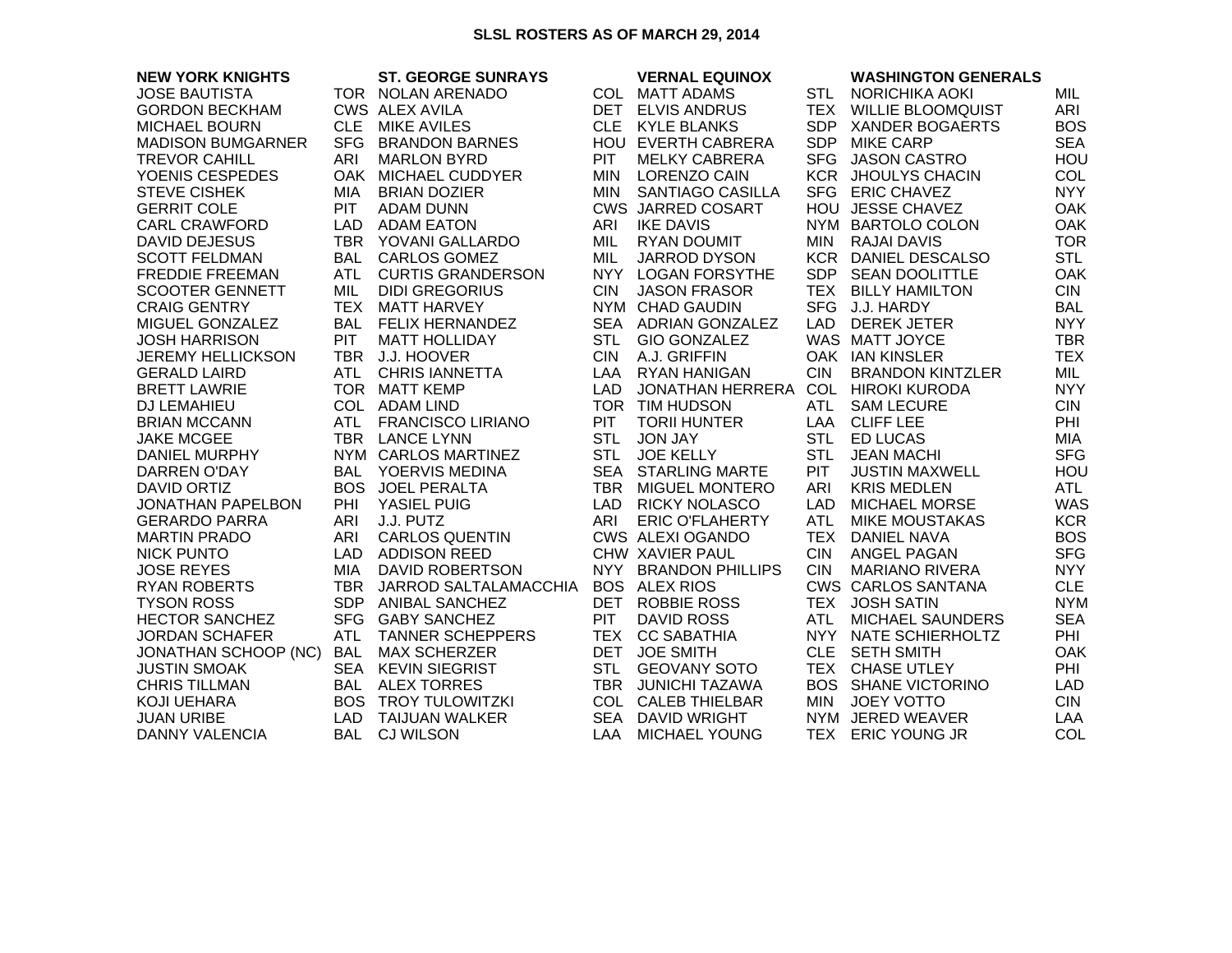# SLSL ROSTERS AS OF MARCH 29, 2014

| NEW YORK KNIGHTS | | ST. GEORGE SUNRAYS | | VERNAL EQUINOX | | WASHINGTON GENERALS | |
|---|---|---|---|---|---|---|---|
| JOSE BAUTISTA | TOR | NOLAN ARENADO | COL | MATT ADAMS | STL | NORICHIKA AOKI | MIL |
| GORDON BECKHAM | CWS | ALEX AVILA | DET | ELVIS ANDRUS | TEX | WILLIE BLOOMQUIST | ARI |
| MICHAEL BOURN | CLE | MIKE AVILES | CLE | KYLE BLANKS | SDP | XANDER BOGAERTS | BOS |
| MADISON BUMGARNER | SFG | BRANDON BARNES | HOU | EVERTH CABRERA | SDP | MIKE CARP | SEA |
| TREVOR CAHILL | ARI | MARLON BYRD | PIT | MELKY CABRERA | SFG | JASON CASTRO | HOU |
| YOENIS CESPEDES | OAK | MICHAEL CUDDYER | MIN | LORENZO CAIN | KCR | JHOULYS CHACIN | COL |
| STEVE CISHEK | MIA | BRIAN DOZIER | MIN | SANTIAGO CASILLA | SFG | ERIC CHAVEZ | NYY |
| GERRIT COLE | PIT | ADAM DUNN | CWS | JARRED COSART | HOU | JESSE CHAVEZ | OAK |
| CARL CRAWFORD | LAD | ADAM EATON | ARI | IKE DAVIS | NYM | BARTOLO COLON | OAK |
| DAVID DEJESUS | TBR | YOVANI GALLARDO | MIL | RYAN DOUMIT | MIN | RAJAI DAVIS | TOR |
| SCOTT FELDMAN | BAL | CARLOS GOMEZ | MIL | JARROD DYSON | KCR | DANIEL DESCALSO | STL |
| FREDDIE FREEMAN | ATL | CURTIS GRANDERSON | NYY | LOGAN FORSYTHE | SDP | SEAN DOOLITTLE | OAK |
| SCOOTER GENNETT | MIL | DIDI GREGORIUS | CIN | JASON FRASOR | TEX | BILLY HAMILTON | CIN |
| CRAIG GENTRY | TEX | MATT HARVEY | NYM | CHAD GAUDIN | SFG | J.J. HARDY | BAL |
| MIGUEL GONZALEZ | BAL | FELIX HERNANDEZ | SEA | ADRIAN GONZALEZ | LAD | DEREK JETER | NYY |
| JOSH HARRISON | PIT | MATT HOLLIDAY | STL | GIO GONZALEZ | WAS | MATT JOYCE | TBR |
| JEREMY HELLICKSON | TBR | J.J. HOOVER | CIN | A.J. GRIFFIN | OAK | IAN KINSLER | TEX |
| GERALD LAIRD | ATL | CHRIS IANNETTA | LAA | RYAN HANIGAN | CIN | BRANDON KINTZLER | MIL |
| BRETT LAWRIE | TOR | MATT KEMP | LAD | JONATHAN HERRERA | COL | HIROKI KURODA | NYY |
| DJ LEMAHIEU | COL | ADAM LIND | TOR | TIM HUDSON | ATL | SAM LECURE | CIN |
| BRIAN MCCANN | ATL | FRANCISCO LIRIANO | PIT | TORII HUNTER | LAA | CLIFF LEE | PHI |
| JAKE MCGEE | TBR | LANCE LYNN | STL | JON JAY | STL | ED LUCAS | MIA |
| DANIEL MURPHY | NYM | CARLOS MARTINEZ | STL | JOE KELLY | STL | JEAN MACHI | SFG |
| DARREN O'DAY | BAL | YOERVIS MEDINA | SEA | STARLING MARTE | PIT | JUSTIN MAXWELL | HOU |
| DAVID ORTIZ | BOS | JOEL PERALTA | TBR | MIGUEL MONTERO | ARI | KRIS MEDLEN | ATL |
| JONATHAN PAPELBON | PHI | YASIEL PUIG | LAD | RICKY NOLASCO | LAD | MICHAEL MORSE | WAS |
| GERARDO PARRA | ARI | J.J. PUTZ | ARI | ERIC O'FLAHERTY | ATL | MIKE MOUSTAKAS | KCR |
| MARTIN PRADO | ARI | CARLOS QUENTIN | CWS | ALEXI OGANDO | TEX | DANIEL NAVA | BOS |
| NICK PUNTO | LAD | ADDISON REED | CHW | XAVIER PAUL | CIN | ANGEL PAGAN | SFG |
| JOSE REYES | MIA | DAVID ROBERTSON | NYY | BRANDON PHILLIPS | CIN | MARIANO RIVERA | NYY |
| RYAN ROBERTS | TBR | JARROD SALTALAMACCHIA | BOS | ALEX RIOS | CWS | CARLOS SANTANA | CLE |
| TYSON ROSS | SDP | ANIBAL SANCHEZ | DET | ROBBIE ROSS | TEX | JOSH SATIN | NYM |
| HECTOR SANCHEZ | SFG | GABY SANCHEZ | PIT | DAVID ROSS | ATL | MICHAEL SAUNDERS | SEA |
| JORDAN SCHAFER | ATL | TANNER SCHEPPERS | TEX | CC SABATHIA | NYY | NATE SCHIERHOLTZ | PHI |
| JONATHAN SCHOOP (NC) | BAL | MAX SCHERZER | DET | JOE SMITH | CLE | SETH SMITH | OAK |
| JUSTIN SMOAK | SEA | KEVIN SIEGRIST | STL | GEOVANY SOTO | TEX | CHASE UTLEY | PHI |
| CHRIS TILLMAN | BAL | ALEX TORRES | TBR | JUNICHI TAZAWA | BOS | SHANE VICTORINO | LAD |
| KOJI UEHARA | BOS | TROY TULOWITZKI | COL | CALEB THIELBAR | MIN | JOEY VOTTO | CIN |
| JUAN URIBE | LAD | TAIJUAN WALKER | SEA | DAVID WRIGHT | NYM | JERED WEAVER | LAA |
| DANNY VALENCIA | BAL | CJ WILSON | LAA | MICHAEL YOUNG | TEX | ERIC YOUNG JR | COL |